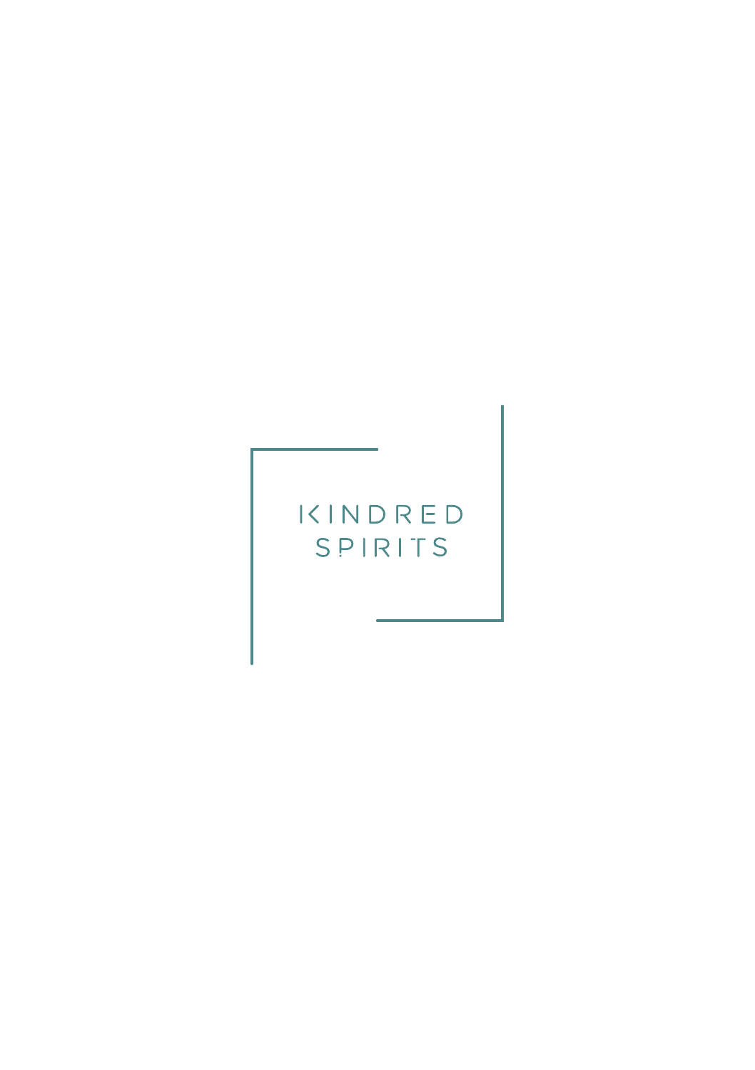# KINDRED SPIRITS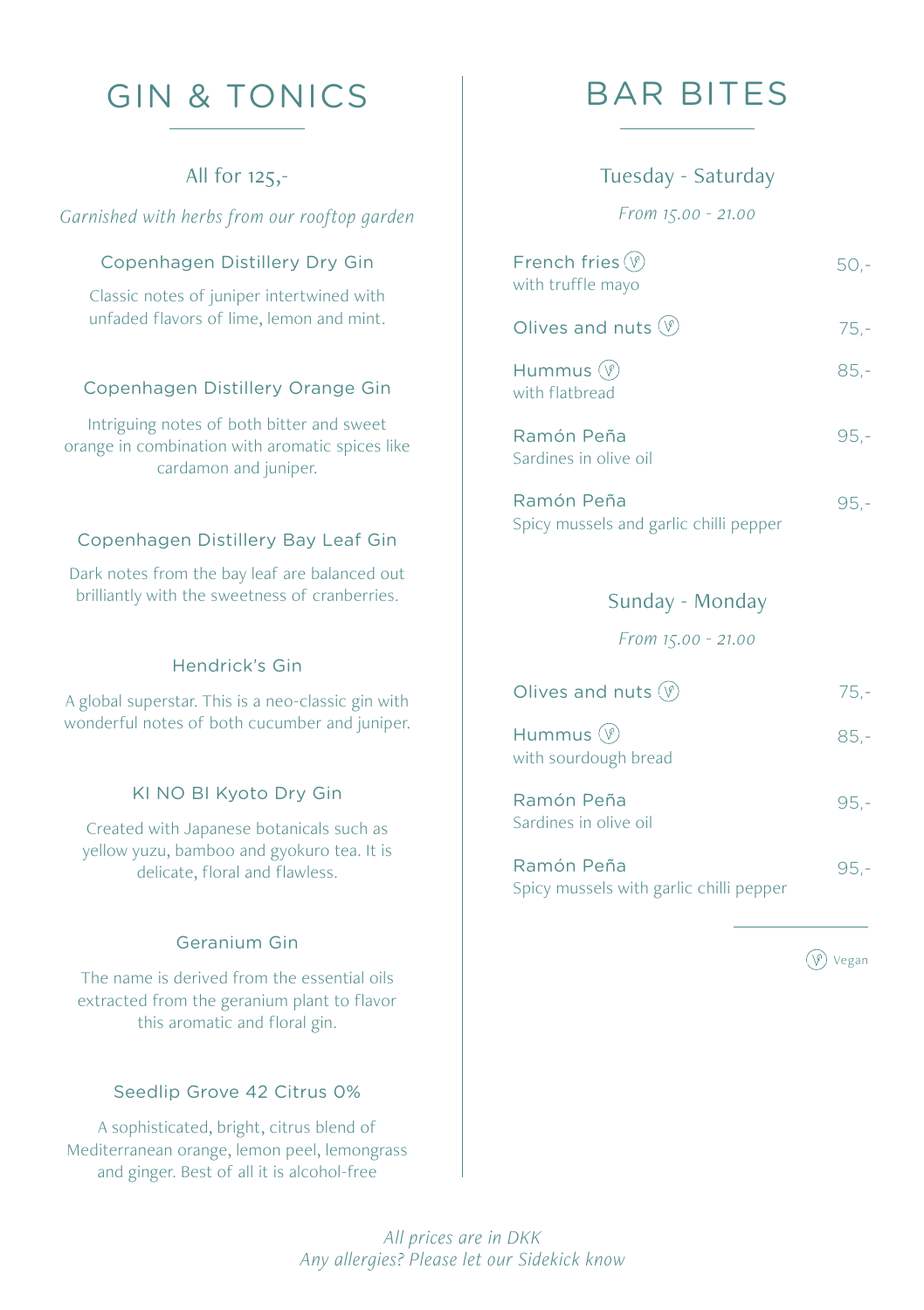# GIN & TONICS

All for 125,-

*Garnished with herbs from our rooftop garden*

### Copenhagen Distillery Dry Gin

Classic notes of juniper intertwined with unfaded flavors of lime, lemon and mint.

### Copenhagen Distillery Orange Gin

Intriguing notes of both bitter and sweet orange in combination with aromatic spices like cardamon and juniper.

### Copenhagen Distillery Bay Leaf Gin

Dark notes from the bay leaf are balanced out brilliantly with the sweetness of cranberries.

### Hendrick's Gin

A global superstar. This is a neo-classic gin with wonderful notes of both cucumber and juniper.

### KI NO BI Kyoto Dry Gin

Created with Japanese botanicals such as yellow yuzu, bamboo and gyokuro tea. It is delicate, floral and flawless.

### Geranium Gin

The name is derived from the essential oils extracted from the geranium plant to flavor this aromatic and floral gin.

### Seedlip Grove 42 Citrus 0%

A sophisticated, bright, citrus blend of Mediterranean orange, lemon peel, lemongrass and ginger. Best of all it is alcohol-free

# BAR BITES

## Tuesday - Saturday

*From 15.00 - 21.00*

| Item | Price |
|---|---|
| French fries (V) with truffle mayo | 50,- |
| Olives and nuts (V) | 75,- |
| Hummus (V) with flatbread | 85,- |
| Ramón Peña Sardines in olive oil | 95,- |
| Ramón Peña Spicy mussels and garlic chilli pepper | 95,- |

## Sunday - Monday

*From 15.00 - 21.00*

| Item | Price |
|---|---|
| Olives and nuts (V) | 75,- |
| Hummus (V) with sourdough bread | 85,- |
| Ramón Peña Sardines in olive oil | 95,- |
| Ramón Peña Spicy mussels with garlic chilli pepper | 95,- |

(V) Vegan

*All prices are in DKK*
*Any allergies? Please let our Sidekick know*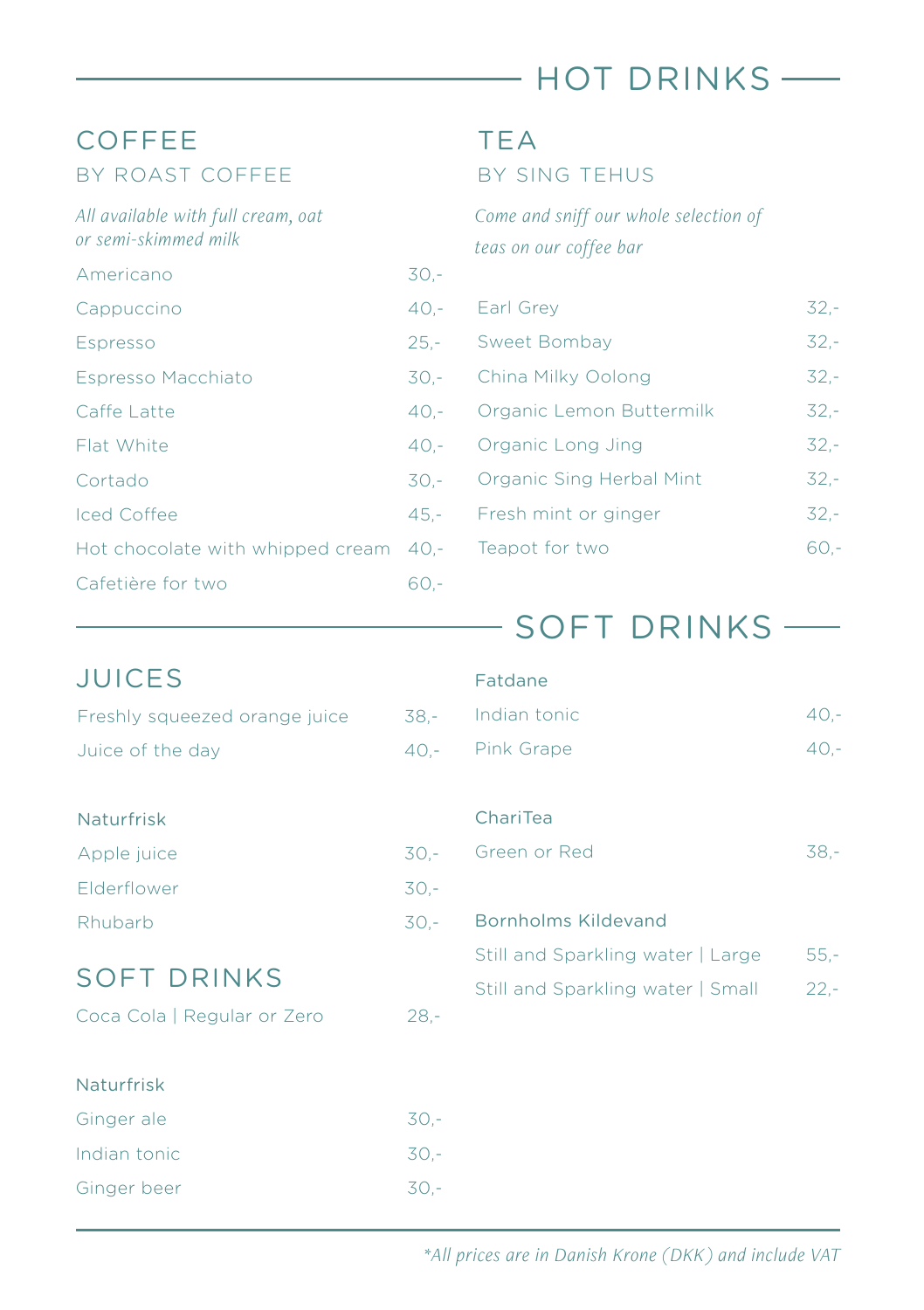# HOT DRINKS

## COFFEE

### BY ROAST COFFEE

*All available with full cream, oat or semi-skimmed milk*

| Item | Price |
|---|---|
| Americano | 30,- |
| Cappuccino | 40,- |
| Espresso | 25,- |
| Espresso Macchiato | 30,- |
| Caffe Latte | 40,- |
| Flat White | 40,- |
| Cortado | 30,- |
| Iced Coffee | 45,- |
| Hot chocolate with whipped cream | 40,- |
| Cafetière for two | 60,- |

## TEA

### BY SING TEHUS

*Come and sniff our whole selection of teas on our coffee bar*

| Item | Price |
|---|---|
| Earl Grey | 32,- |
| Sweet Bombay | 32,- |
| China Milky Oolong | 32,- |
| Organic Lemon Buttermilk | 32,- |
| Organic Long Jing | 32,- |
| Organic Sing Herbal Mint | 32,- |
| Fresh mint or ginger | 32,- |
| Teapot for two | 60,- |

# SOFT DRINKS

## JUICES

| Item | Price |
|---|---|
| Freshly squeezed orange juice | 38,- |
| Juice of the day | 40,- |

**Naturfrisk**

| Item | Price |
|---|---|
| Apple juice | 30,- |
| Elderflower | 30,- |
| Rhubarb | 30,- |

## SOFT DRINKS

| Item | Price |
|---|---|
| Coca Cola \| Regular or Zero | 28,- |

**Naturfrisk**

| Item | Price |
|---|---|
| Ginger ale | 30,- |
| Indian tonic | 30,- |
| Ginger beer | 30,- |

**Fatdane**

| Item | Price |
|---|---|
| Indian tonic | 40,- |
| Pink Grape | 40,- |

**ChariTea**

| Item | Price |
|---|---|
| Green or Red | 38,- |

**Bornholms Kildevand**

| Item | Price |
|---|---|
| Still and Sparkling water \| Large | 55,- |
| Still and Sparkling water \| Small | 22,- |

*\*All prices are in Danish Krone (DKK) and include VAT*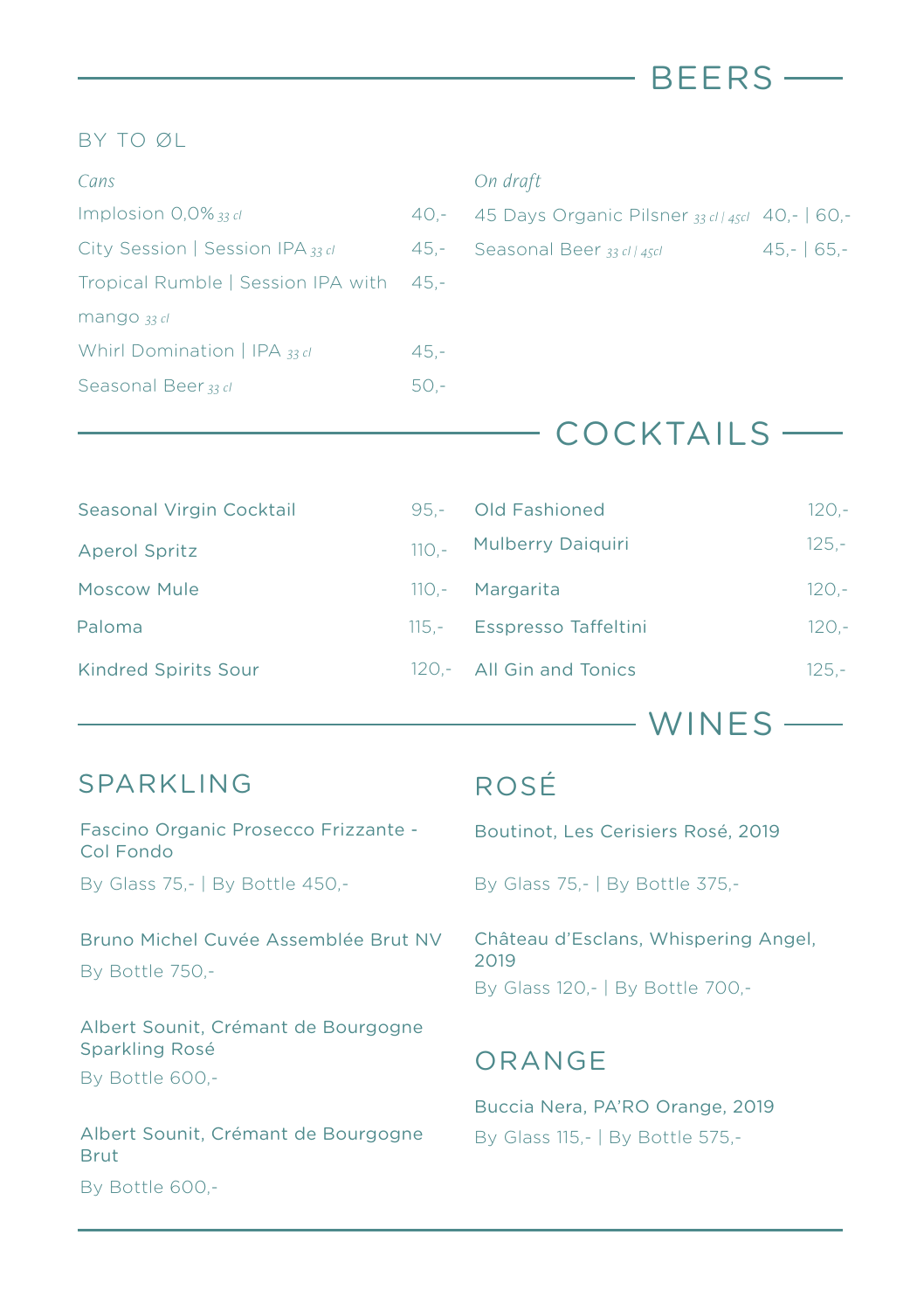# BEERS

## BY TO ØL

*Cans*

| Item | Price |
|---|---|
| Implosion 0,0% *33 cl* | 40,- |
| City Session \| Session IPA *33 cl* | 45,- |
| Tropical Rumble \| Session IPA with mango *33 cl* | 45,- |
| Whirl Domination \| IPA *33 cl* | 45,- |
| Seasonal Beer *33 cl* | 50,- |

*On draft*

| Item | Price |
|---|---|
| 45 Days Organic Pilsner *33 cl / 45cl* | 40,- \| 60,- |
| Seasonal Beer *33 cl / 45cl* | 45,- \| 65,- |

# COCKTAILS

| Item | Price |
|---|---|
| Seasonal Virgin Cocktail | 95,- |
| Aperol Spritz | 110,- |
| Moscow Mule | 110,- |
| Paloma | 115,- |
| Kindred Spirits Sour | 120,- |
| Old Fashioned | 120,- |
| Mulberry Daiquiri | 125,- |
| Margarita | 120,- |
| Esspresso Taffeltini | 120,- |
| All Gin and Tonics | 125,- |

# WINES

## SPARKLING

Fascino Organic Prosecco Frizzante - Col Fondo

By Glass 75,- | By Bottle 450,-

Bruno Michel Cuvée Assemblée Brut NV

By Bottle 750,-

Albert Sounit, Crémant de Bourgogne Sparkling Rosé

By Bottle 600,-

Albert Sounit, Crémant de Bourgogne Brut

By Bottle 600,-

## ROSÉ

Boutinot, Les Cerisiers Rosé, 2019

By Glass 75,- | By Bottle 375,-

Château d'Esclans, Whispering Angel, 2019

By Glass 120,- | By Bottle 700,-

## ORANGE

Buccia Nera, PA'RO Orange, 2019

By Glass 115,- | By Bottle 575,-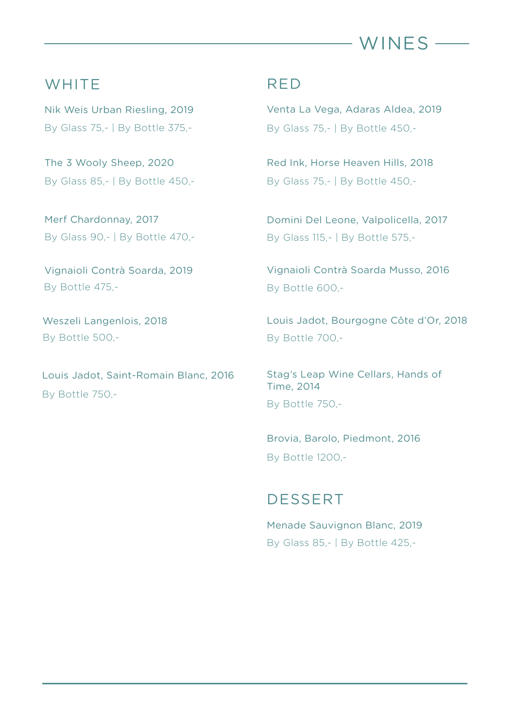# WINES

## WHITE

Nik Weis Urban Riesling, 2019
By Glass 75,- | By Bottle 375,-

The 3 Wooly Sheep, 2020
By Glass 85,- | By Bottle 450,-

Merf Chardonnay, 2017
By Glass 90,- | By Bottle 470,-

Vignaioli Contrà Soarda, 2019
By Bottle 475,-

Weszeli Langenlois, 2018
By Bottle 500,-

Louis Jadot, Saint-Romain Blanc, 2016
By Bottle 750,-

## RED

Venta La Vega, Adaras Aldea, 2019
By Glass 75,- | By Bottle 450,-

Red Ink, Horse Heaven Hills, 2018
By Glass 75,- | By Bottle 450,-

Domini Del Leone, Valpolicella, 2017
By Glass 115,- | By Bottle 575,-

Vignaioli Contrà Soarda Musso, 2016
By Bottle 600,-

Louis Jadot, Bourgogne Côte d'Or, 2018
By Bottle 700,-

Stag's Leap Wine Cellars, Hands of Time, 2014
By Bottle 750,-

Brovia, Barolo, Piedmont, 2016
By Bottle 1200,-

## DESSERT

Menade Sauvignon Blanc, 2019
By Glass 85,- | By Bottle 425,-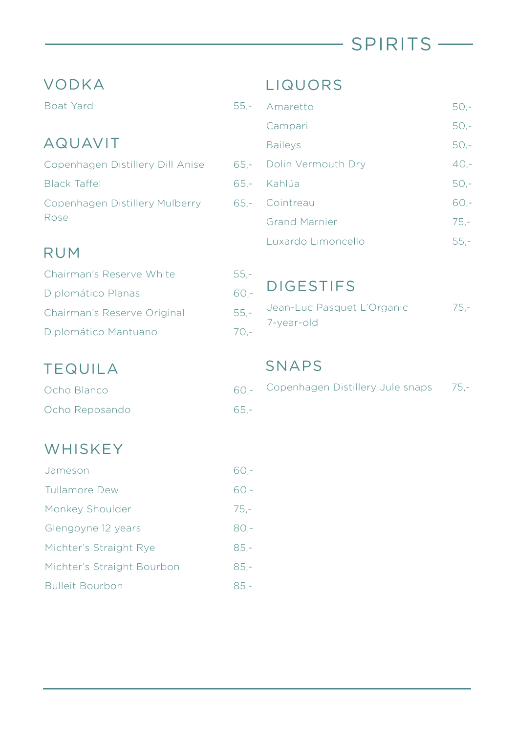# SPIRITS

## VODKA

| | |
|---|---|
| Boat Yard | 55,- |

## AQUAVIT

| | |
|---|---|
| Copenhagen Distillery Dill Anise | 65,- |
| Black Taffel | 65,- |
| Copenhagen Distillery Mulberry Rose | 65,- |

## RUM

| | |
|---|---|
| Chairman's Reserve White | 55,- |
| Diplomático Planas | 60,- |
| Chairman's Reserve Original | 55,- |
| Diplomático Mantuano | 70,- |

## TEQUILA

| | |
|---|---|
| Ocho Blanco | 60,- |
| Ocho Reposando | 65,- |

## WHISKEY

| | |
|---|---|
| Jameson | 60,- |
| Tullamore Dew | 60,- |
| Monkey Shoulder | 75,- |
| Glengoyne 12 years | 80,- |
| Michter's Straight Rye | 85,- |
| Michter's Straight Bourbon | 85,- |
| Bulleit Bourbon | 85,- |

## LIQUORS

| | |
|---|---|
| Amaretto | 50,- |
| Campari | 50,- |
| Baileys | 50,- |
| Dolin Vermouth Dry | 40,- |
| Kahlúa | 50,- |
| Cointreau | 60,- |
| Grand Marnier | 75,- |
| Luxardo Limoncello | 55,- |

## DIGESTIFS

| | |
|---|---|
| Jean-Luc Pasquet L'Organic 7-year-old | 75,- |

## SNAPS

| | |
|---|---|
| Copenhagen Distillery Jule snaps | 75,- |